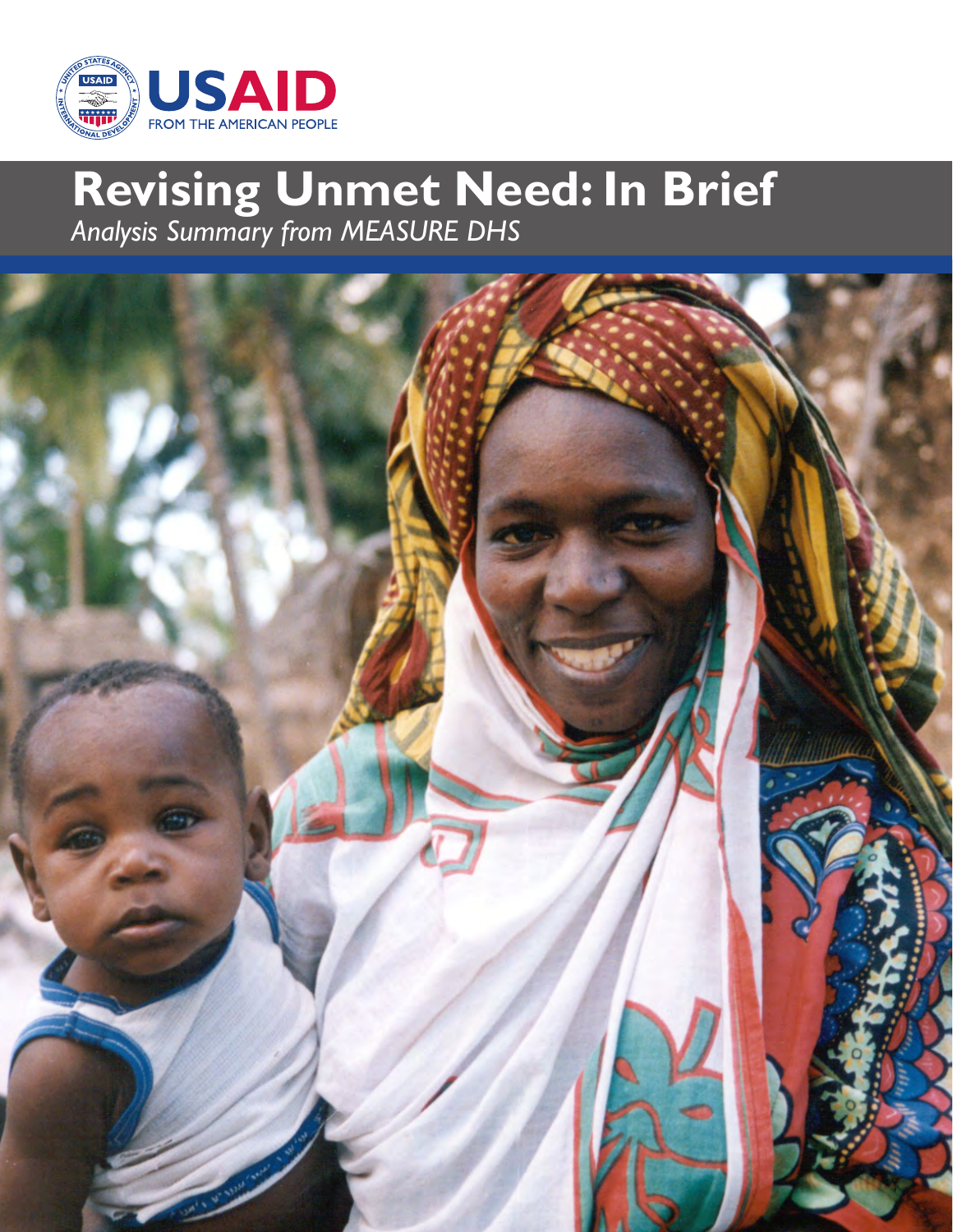USAID
FROM THE AMERICAN PEOPLE

# Revising Unmet Need: In Brief

*Analysis Summary from MEASURE DHS*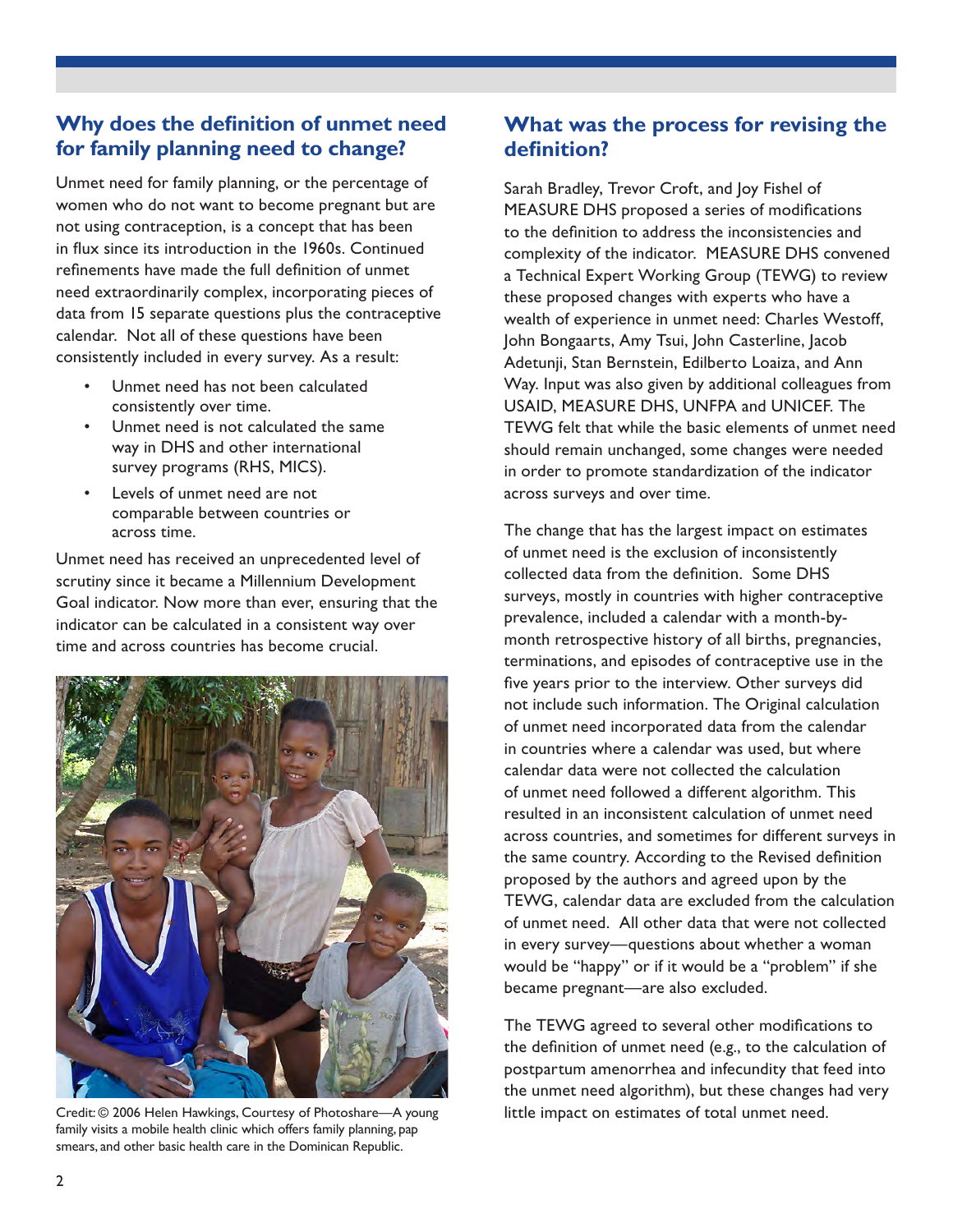## Why does the definition of unmet need for family planning need to change?

Unmet need for family planning, or the percentage of women who do not want to become pregnant but are not using contraception, is a concept that has been in flux since its introduction in the 1960s. Continued refinements have made the full definition of unmet need extraordinarily complex, incorporating pieces of data from 15 separate questions plus the contraceptive calendar. Not all of these questions have been consistently included in every survey. As a result:

- Unmet need has not been calculated consistently over time.
- Unmet need is not calculated the same way in DHS and other international survey programs (RHS, MICS).
- Levels of unmet need are not comparable between countries or across time.

Unmet need has received an unprecedented level of scrutiny since it became a Millennium Development Goal indicator. Now more than ever, ensuring that the indicator can be calculated in a consistent way over time and across countries has become crucial.

Credit: © 2006 Helen Hawkings, Courtesy of Photoshare—A young family visits a mobile health clinic which offers family planning, pap smears, and other basic health care in the Dominican Republic.

## What was the process for revising the definition?

Sarah Bradley, Trevor Croft, and Joy Fishel of MEASURE DHS proposed a series of modifications to the definition to address the inconsistencies and complexity of the indicator. MEASURE DHS convened a Technical Expert Working Group (TEWG) to review these proposed changes with experts who have a wealth of experience in unmet need: Charles Westoff, John Bongaarts, Amy Tsui, John Casterline, Jacob Adetunji, Stan Bernstein, Edilberto Loaiza, and Ann Way. Input was also given by additional colleagues from USAID, MEASURE DHS, UNFPA and UNICEF. The TEWG felt that while the basic elements of unmet need should remain unchanged, some changes were needed in order to promote standardization of the indicator across surveys and over time.

The change that has the largest impact on estimates of unmet need is the exclusion of inconsistently collected data from the definition. Some DHS surveys, mostly in countries with higher contraceptive prevalence, included a calendar with a month-by-month retrospective history of all births, pregnancies, terminations, and episodes of contraceptive use in the five years prior to the interview. Other surveys did not include such information. The Original calculation of unmet need incorporated data from the calendar in countries where a calendar was used, but where calendar data were not collected the calculation of unmet need followed a different algorithm. This resulted in an inconsistent calculation of unmet need across countries, and sometimes for different surveys in the same country. According to the Revised definition proposed by the authors and agreed upon by the TEWG, calendar data are excluded from the calculation of unmet need. All other data that were not collected in every survey—questions about whether a woman would be "happy" or if it would be a "problem" if she became pregnant—are also excluded.

The TEWG agreed to several other modifications to the definition of unmet need (e.g., to the calculation of postpartum amenorrhea and infecundity that feed into the unmet need algorithm), but these changes had very little impact on estimates of total unmet need.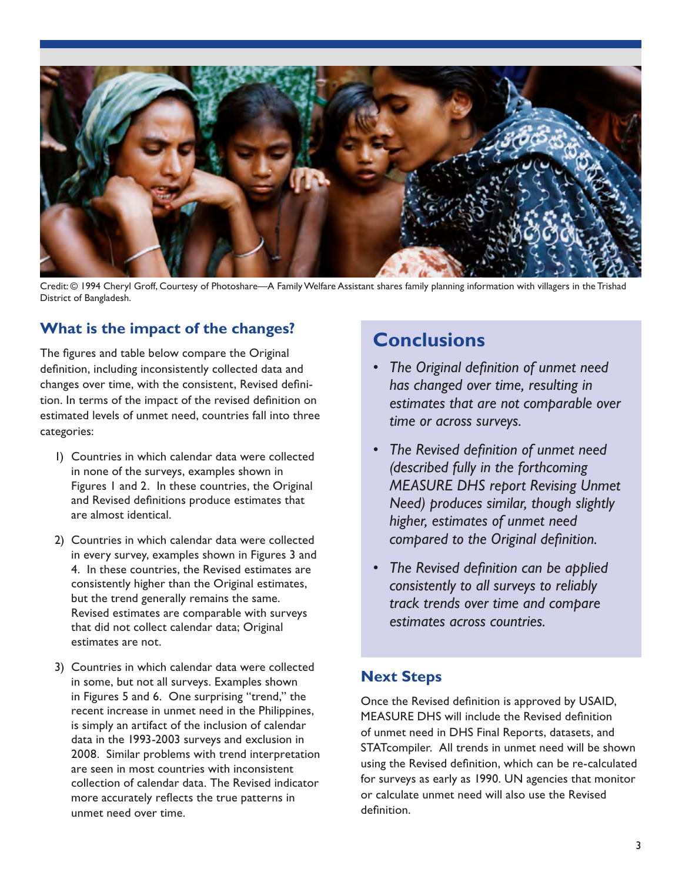Credit: © 1994 Cheryl Groff, Courtesy of Photoshare—A Family Welfare Assistant shares family planning information with villagers in the Trishad District of Bangladesh.

## What is the impact of the changes?

The figures and table below compare the Original definition, including inconsistently collected data and changes over time, with the consistent, Revised definition. In terms of the impact of the revised definition on estimated levels of unmet need, countries fall into three categories:

1) Countries in which calendar data were collected in none of the surveys, examples shown in Figures 1 and 2. In these countries, the Original and Revised definitions produce estimates that are almost identical.

2) Countries in which calendar data were collected in every survey, examples shown in Figures 3 and 4. In these countries, the Revised estimates are consistently higher than the Original estimates, but the trend generally remains the same. Revised estimates are comparable with surveys that did not collect calendar data; Original estimates are not.

3) Countries in which calendar data were collected in some, but not all surveys. Examples shown in Figures 5 and 6. One surprising "trend," the recent increase in unmet need in the Philippines, is simply an artifact of the inclusion of calendar data in the 1993-2003 surveys and exclusion in 2008. Similar problems with trend interpretation are seen in most countries with inconsistent collection of calendar data. The Revised indicator more accurately reflects the true patterns in unmet need over time.

## Conclusions

- *The Original definition of unmet need has changed over time, resulting in estimates that are not comparable over time or across surveys.*
- *The Revised definition of unmet need (described fully in the forthcoming MEASURE DHS report Revising Unmet Need) produces similar, though slightly higher, estimates of unmet need compared to the Original definition.*
- *The Revised definition can be applied consistently to all surveys to reliably track trends over time and compare estimates across countries.*

## Next Steps

Once the Revised definition is approved by USAID, MEASURE DHS will include the Revised definition of unmet need in DHS Final Reports, datasets, and STATcompiler. All trends in unmet need will be shown using the Revised definition, which can be re-calculated for surveys as early as 1990. UN agencies that monitor or calculate unmet need will also use the Revised definition.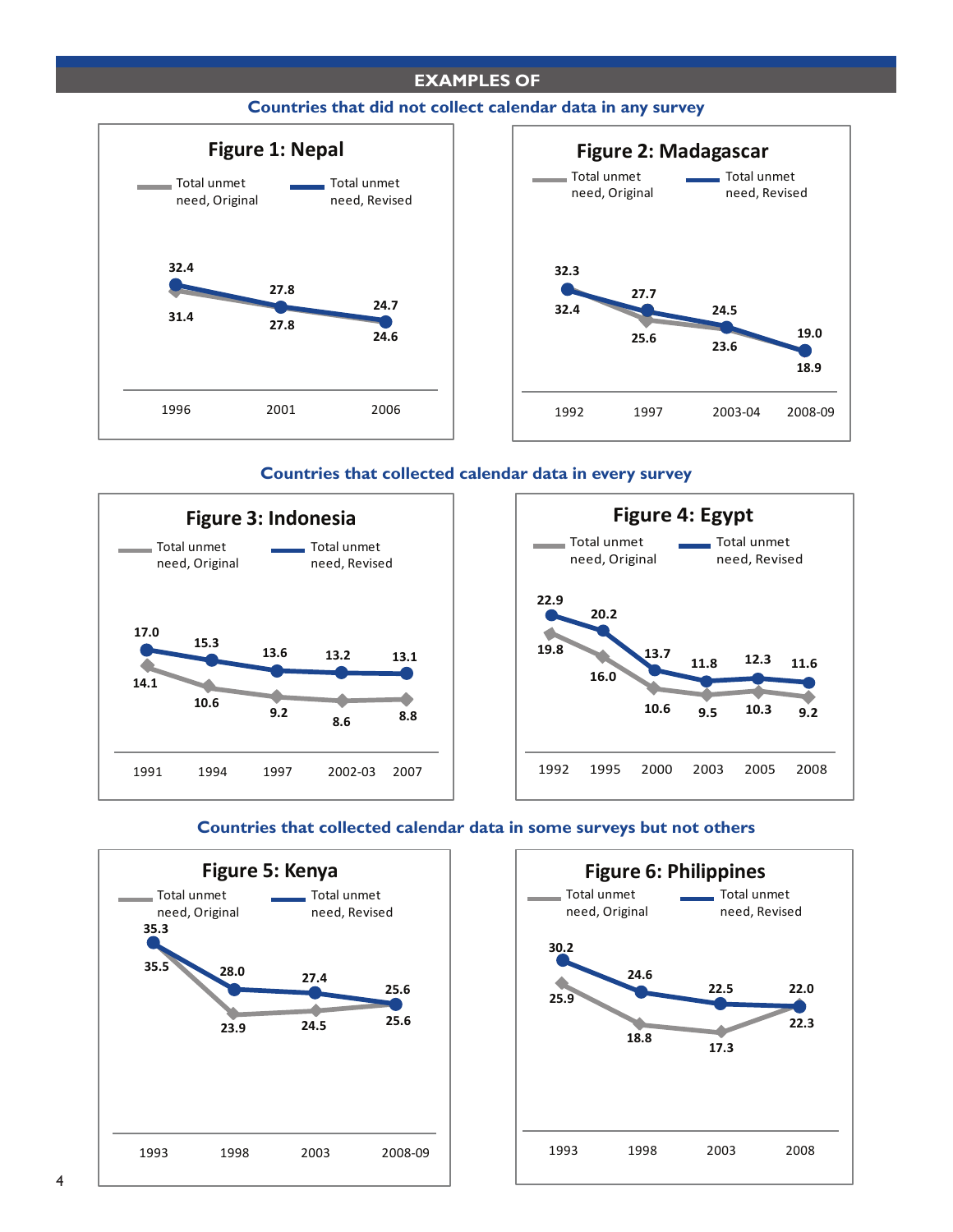## EXAMPLES OF

### Countries that did not collect calendar data in any survey

**Figure 1: Nepal**

| | 1996 | 2001 | 2006 |
|---|---|---|---|
| Total unmet need, Original | 31.4 | 27.8 | 24.6 |
| Total unmet need, Revised | 32.4 | 27.8 | 24.7 |

**Figure 2: Madagascar**

| | 1992 | 1997 | 2003-04 | 2008-09 |
|---|---|---|---|---|
| Total unmet need, Original | 32.4 | 25.6 | 23.6 | 18.9 |
| Total unmet need, Revised | 32.3 | 27.7 | 24.5 | 19.0 |

### Countries that collected calendar data in every survey

**Figure 3: Indonesia**

| | 1991 | 1994 | 1997 | 2002-03 | 2007 |
|---|---|---|---|---|---|
| Total unmet need, Original | 14.1 | 10.6 | 9.2 | 8.6 | 8.8 |
| Total unmet need, Revised | 17.0 | 15.3 | 13.6 | 13.2 | 13.1 |

**Figure 4: Egypt**

| | 1992 | 1995 | 2000 | 2003 | 2005 | 2008 |
|---|---|---|---|---|---|---|
| Total unmet need, Original | 19.8 | 16.0 | 10.6 | 9.5 | 10.3 | 9.2 |
| Total unmet need, Revised | 22.9 | 20.2 | 13.7 | 11.8 | 12.3 | 11.6 |

### Countries that collected calendar data in some surveys but not others

**Figure 5: Kenya**

| | 1993 | 1998 | 2003 | 2008-09 |
|---|---|---|---|---|
| Total unmet need, Original | 35.5 | 23.9 | 24.5 | 25.6 |
| Total unmet need, Revised | 35.3 | 28.0 | 27.4 | 25.6 |

**Figure 6: Philippines**

| | 1993 | 1998 | 2003 | 2008 |
|---|---|---|---|---|
| Total unmet need, Original | 25.9 | 18.8 | 17.3 | 22.3 |
| Total unmet need, Revised | 30.2 | 24.6 | 22.5 | 22.0 |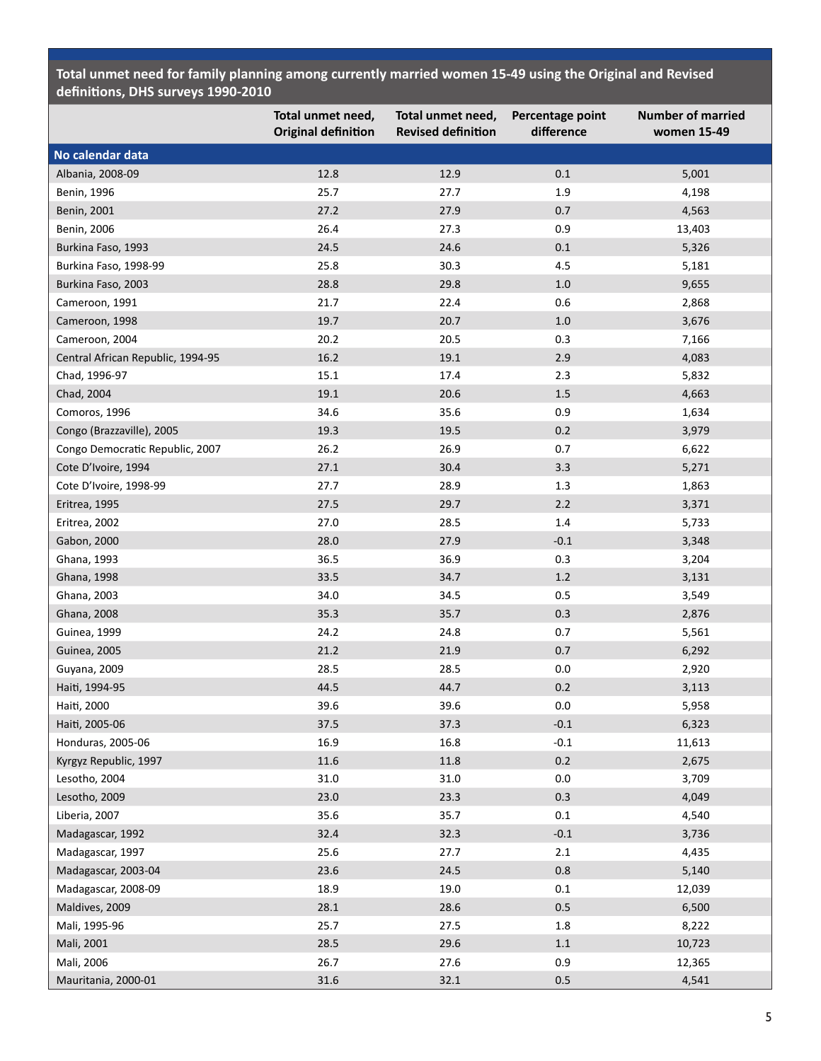**Total unmet need for family planning among currently married women 15-49 using the Original and Revised definitions, DHS surveys 1990-2010**

| | Total unmet need, Original definition | Total unmet need, Revised definition | Percentage point difference | Number of married women 15-49 |
|---|---|---|---|---|
| **No calendar data** | | | | |
| Albania, 2008-09 | 12.8 | 12.9 | 0.1 | 5,001 |
| Benin, 1996 | 25.7 | 27.7 | 1.9 | 4,198 |
| Benin, 2001 | 27.2 | 27.9 | 0.7 | 4,563 |
| Benin, 2006 | 26.4 | 27.3 | 0.9 | 13,403 |
| Burkina Faso, 1993 | 24.5 | 24.6 | 0.1 | 5,326 |
| Burkina Faso, 1998-99 | 25.8 | 30.3 | 4.5 | 5,181 |
| Burkina Faso, 2003 | 28.8 | 29.8 | 1.0 | 9,655 |
| Cameroon, 1991 | 21.7 | 22.4 | 0.6 | 2,868 |
| Cameroon, 1998 | 19.7 | 20.7 | 1.0 | 3,676 |
| Cameroon, 2004 | 20.2 | 20.5 | 0.3 | 7,166 |
| Central African Republic, 1994-95 | 16.2 | 19.1 | 2.9 | 4,083 |
| Chad, 1996-97 | 15.1 | 17.4 | 2.3 | 5,832 |
| Chad, 2004 | 19.1 | 20.6 | 1.5 | 4,663 |
| Comoros, 1996 | 34.6 | 35.6 | 0.9 | 1,634 |
| Congo (Brazzaville), 2005 | 19.3 | 19.5 | 0.2 | 3,979 |
| Congo Democratic Republic, 2007 | 26.2 | 26.9 | 0.7 | 6,622 |
| Cote D'Ivoire, 1994 | 27.1 | 30.4 | 3.3 | 5,271 |
| Cote D'Ivoire, 1998-99 | 27.7 | 28.9 | 1.3 | 1,863 |
| Eritrea, 1995 | 27.5 | 29.7 | 2.2 | 3,371 |
| Eritrea, 2002 | 27.0 | 28.5 | 1.4 | 5,733 |
| Gabon, 2000 | 28.0 | 27.9 | -0.1 | 3,348 |
| Ghana, 1993 | 36.5 | 36.9 | 0.3 | 3,204 |
| Ghana, 1998 | 33.5 | 34.7 | 1.2 | 3,131 |
| Ghana, 2003 | 34.0 | 34.5 | 0.5 | 3,549 |
| Ghana, 2008 | 35.3 | 35.7 | 0.3 | 2,876 |
| Guinea, 1999 | 24.2 | 24.8 | 0.7 | 5,561 |
| Guinea, 2005 | 21.2 | 21.9 | 0.7 | 6,292 |
| Guyana, 2009 | 28.5 | 28.5 | 0.0 | 2,920 |
| Haiti, 1994-95 | 44.5 | 44.7 | 0.2 | 3,113 |
| Haiti, 2000 | 39.6 | 39.6 | 0.0 | 5,958 |
| Haiti, 2005-06 | 37.5 | 37.3 | -0.1 | 6,323 |
| Honduras, 2005-06 | 16.9 | 16.8 | -0.1 | 11,613 |
| Kyrgyz Republic, 1997 | 11.6 | 11.8 | 0.2 | 2,675 |
| Lesotho, 2004 | 31.0 | 31.0 | 0.0 | 3,709 |
| Lesotho, 2009 | 23.0 | 23.3 | 0.3 | 4,049 |
| Liberia, 2007 | 35.6 | 35.7 | 0.1 | 4,540 |
| Madagascar, 1992 | 32.4 | 32.3 | -0.1 | 3,736 |
| Madagascar, 1997 | 25.6 | 27.7 | 2.1 | 4,435 |
| Madagascar, 2003-04 | 23.6 | 24.5 | 0.8 | 5,140 |
| Madagascar, 2008-09 | 18.9 | 19.0 | 0.1 | 12,039 |
| Maldives, 2009 | 28.1 | 28.6 | 0.5 | 6,500 |
| Mali, 1995-96 | 25.7 | 27.5 | 1.8 | 8,222 |
| Mali, 2001 | 28.5 | 29.6 | 1.1 | 10,723 |
| Mali, 2006 | 26.7 | 27.6 | 0.9 | 12,365 |
| Mauritania, 2000-01 | 31.6 | 32.1 | 0.5 | 4,541 |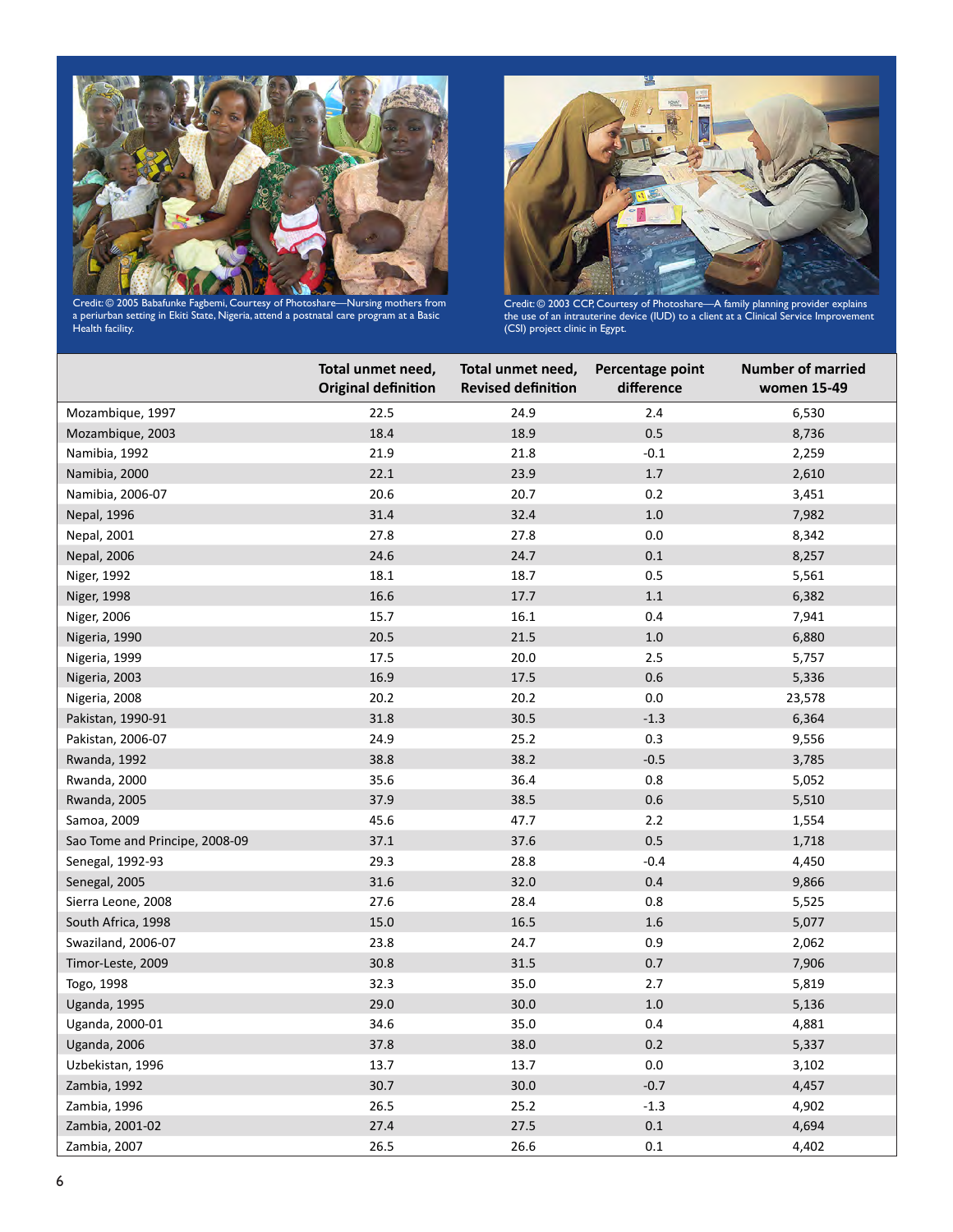Credit: © 2005 Babafunke Fagbemi, Courtesy of Photoshare—Nursing mothers from a periurban setting in Ekiti State, Nigeria, attend a postnatal care program at a Basic Health facility.

Credit: © 2003 CCP, Courtesy of Photoshare—A family planning provider explains the use of an intrauterine device (IUD) to a client at a Clinical Service Improvement (CSI) project clinic in Egypt.

| | Total unmet need, Original definition | Total unmet need, Revised definition | Percentage point difference | Number of married women 15-49 |
|---|---|---|---|---|
| Mozambique, 1997 | 22.5 | 24.9 | 2.4 | 6,530 |
| Mozambique, 2003 | 18.4 | 18.9 | 0.5 | 8,736 |
| Namibia, 1992 | 21.9 | 21.8 | -0.1 | 2,259 |
| Namibia, 2000 | 22.1 | 23.9 | 1.7 | 2,610 |
| Namibia, 2006-07 | 20.6 | 20.7 | 0.2 | 3,451 |
| Nepal, 1996 | 31.4 | 32.4 | 1.0 | 7,982 |
| Nepal, 2001 | 27.8 | 27.8 | 0.0 | 8,342 |
| Nepal, 2006 | 24.6 | 24.7 | 0.1 | 8,257 |
| Niger, 1992 | 18.1 | 18.7 | 0.5 | 5,561 |
| Niger, 1998 | 16.6 | 17.7 | 1.1 | 6,382 |
| Niger, 2006 | 15.7 | 16.1 | 0.4 | 7,941 |
| Nigeria, 1990 | 20.5 | 21.5 | 1.0 | 6,880 |
| Nigeria, 1999 | 17.5 | 20.0 | 2.5 | 5,757 |
| Nigeria, 2003 | 16.9 | 17.5 | 0.6 | 5,336 |
| Nigeria, 2008 | 20.2 | 20.2 | 0.0 | 23,578 |
| Pakistan, 1990-91 | 31.8 | 30.5 | -1.3 | 6,364 |
| Pakistan, 2006-07 | 24.9 | 25.2 | 0.3 | 9,556 |
| Rwanda, 1992 | 38.8 | 38.2 | -0.5 | 3,785 |
| Rwanda, 2000 | 35.6 | 36.4 | 0.8 | 5,052 |
| Rwanda, 2005 | 37.9 | 38.5 | 0.6 | 5,510 |
| Samoa, 2009 | 45.6 | 47.7 | 2.2 | 1,554 |
| Sao Tome and Principe, 2008-09 | 37.1 | 37.6 | 0.5 | 1,718 |
| Senegal, 1992-93 | 29.3 | 28.8 | -0.4 | 4,450 |
| Senegal, 2005 | 31.6 | 32.0 | 0.4 | 9,866 |
| Sierra Leone, 2008 | 27.6 | 28.4 | 0.8 | 5,525 |
| South Africa, 1998 | 15.0 | 16.5 | 1.6 | 5,077 |
| Swaziland, 2006-07 | 23.8 | 24.7 | 0.9 | 2,062 |
| Timor-Leste, 2009 | 30.8 | 31.5 | 0.7 | 7,906 |
| Togo, 1998 | 32.3 | 35.0 | 2.7 | 5,819 |
| Uganda, 1995 | 29.0 | 30.0 | 1.0 | 5,136 |
| Uganda, 2000-01 | 34.6 | 35.0 | 0.4 | 4,881 |
| Uganda, 2006 | 37.8 | 38.0 | 0.2 | 5,337 |
| Uzbekistan, 1996 | 13.7 | 13.7 | 0.0 | 3,102 |
| Zambia, 1992 | 30.7 | 30.0 | -0.7 | 4,457 |
| Zambia, 1996 | 26.5 | 25.2 | -1.3 | 4,902 |
| Zambia, 2001-02 | 27.4 | 27.5 | 0.1 | 4,694 |
| Zambia, 2007 | 26.5 | 26.6 | 0.1 | 4,402 |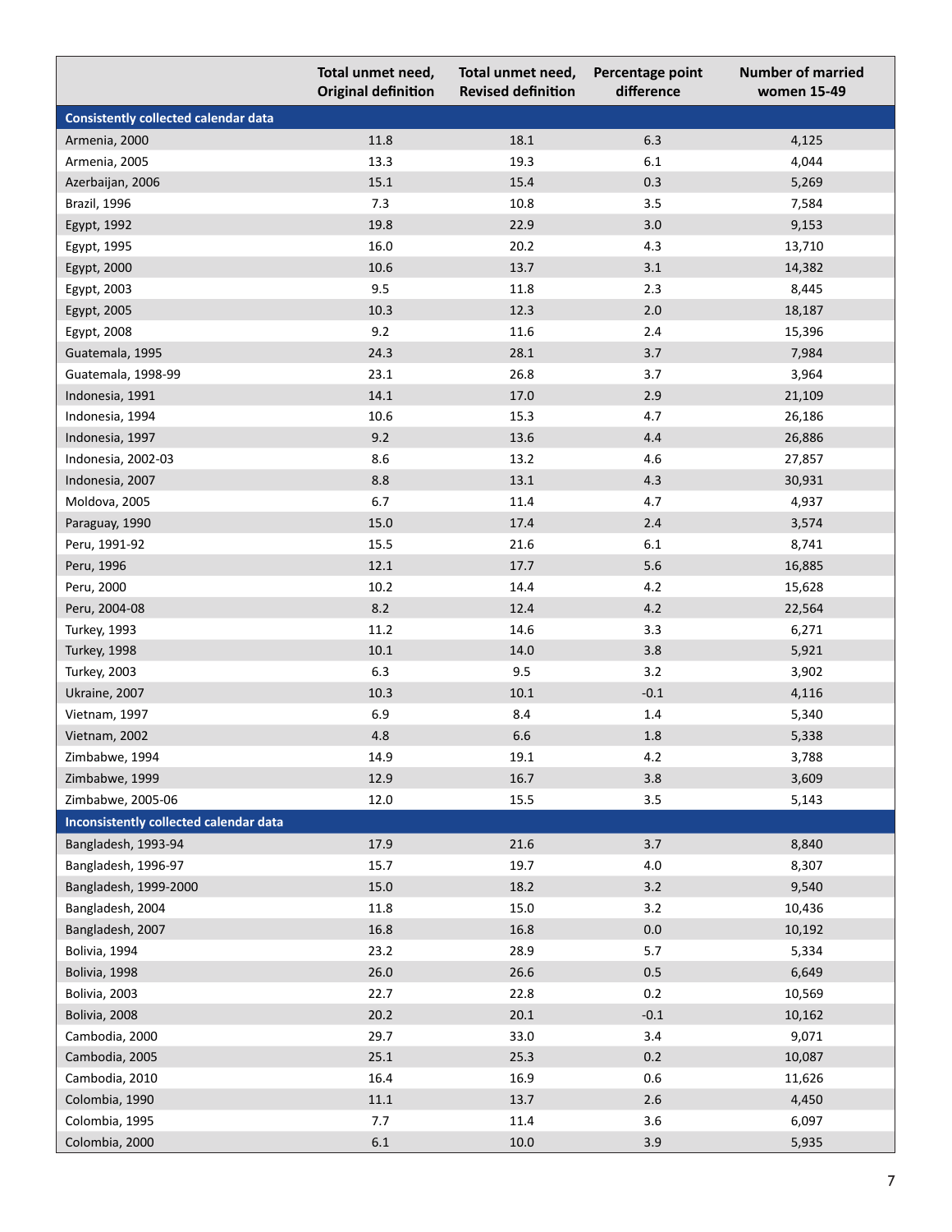| | Total unmet need, Original definition | Total unmet need, Revised definition | Percentage point difference | Number of married women 15-49 |
|---|---|---|---|---|
| **Consistently collected calendar data** | | | | |
| Armenia, 2000 | 11.8 | 18.1 | 6.3 | 4,125 |
| Armenia, 2005 | 13.3 | 19.3 | 6.1 | 4,044 |
| Azerbaijan, 2006 | 15.1 | 15.4 | 0.3 | 5,269 |
| Brazil, 1996 | 7.3 | 10.8 | 3.5 | 7,584 |
| Egypt, 1992 | 19.8 | 22.9 | 3.0 | 9,153 |
| Egypt, 1995 | 16.0 | 20.2 | 4.3 | 13,710 |
| Egypt, 2000 | 10.6 | 13.7 | 3.1 | 14,382 |
| Egypt, 2003 | 9.5 | 11.8 | 2.3 | 8,445 |
| Egypt, 2005 | 10.3 | 12.3 | 2.0 | 18,187 |
| Egypt, 2008 | 9.2 | 11.6 | 2.4 | 15,396 |
| Guatemala, 1995 | 24.3 | 28.1 | 3.7 | 7,984 |
| Guatemala, 1998-99 | 23.1 | 26.8 | 3.7 | 3,964 |
| Indonesia, 1991 | 14.1 | 17.0 | 2.9 | 21,109 |
| Indonesia, 1994 | 10.6 | 15.3 | 4.7 | 26,186 |
| Indonesia, 1997 | 9.2 | 13.6 | 4.4 | 26,886 |
| Indonesia, 2002-03 | 8.6 | 13.2 | 4.6 | 27,857 |
| Indonesia, 2007 | 8.8 | 13.1 | 4.3 | 30,931 |
| Moldova, 2005 | 6.7 | 11.4 | 4.7 | 4,937 |
| Paraguay, 1990 | 15.0 | 17.4 | 2.4 | 3,574 |
| Peru, 1991-92 | 15.5 | 21.6 | 6.1 | 8,741 |
| Peru, 1996 | 12.1 | 17.7 | 5.6 | 16,885 |
| Peru, 2000 | 10.2 | 14.4 | 4.2 | 15,628 |
| Peru, 2004-08 | 8.2 | 12.4 | 4.2 | 22,564 |
| Turkey, 1993 | 11.2 | 14.6 | 3.3 | 6,271 |
| Turkey, 1998 | 10.1 | 14.0 | 3.8 | 5,921 |
| Turkey, 2003 | 6.3 | 9.5 | 3.2 | 3,902 |
| Ukraine, 2007 | 10.3 | 10.1 | -0.1 | 4,116 |
| Vietnam, 1997 | 6.9 | 8.4 | 1.4 | 5,340 |
| Vietnam, 2002 | 4.8 | 6.6 | 1.8 | 5,338 |
| Zimbabwe, 1994 | 14.9 | 19.1 | 4.2 | 3,788 |
| Zimbabwe, 1999 | 12.9 | 16.7 | 3.8 | 3,609 |
| Zimbabwe, 2005-06 | 12.0 | 15.5 | 3.5 | 5,143 |
| **Inconsistently collected calendar data** | | | | |
| Bangladesh, 1993-94 | 17.9 | 21.6 | 3.7 | 8,840 |
| Bangladesh, 1996-97 | 15.7 | 19.7 | 4.0 | 8,307 |
| Bangladesh, 1999-2000 | 15.0 | 18.2 | 3.2 | 9,540 |
| Bangladesh, 2004 | 11.8 | 15.0 | 3.2 | 10,436 |
| Bangladesh, 2007 | 16.8 | 16.8 | 0.0 | 10,192 |
| Bolivia, 1994 | 23.2 | 28.9 | 5.7 | 5,334 |
| Bolivia, 1998 | 26.0 | 26.6 | 0.5 | 6,649 |
| Bolivia, 2003 | 22.7 | 22.8 | 0.2 | 10,569 |
| Bolivia, 2008 | 20.2 | 20.1 | -0.1 | 10,162 |
| Cambodia, 2000 | 29.7 | 33.0 | 3.4 | 9,071 |
| Cambodia, 2005 | 25.1 | 25.3 | 0.2 | 10,087 |
| Cambodia, 2010 | 16.4 | 16.9 | 0.6 | 11,626 |
| Colombia, 1990 | 11.1 | 13.7 | 2.6 | 4,450 |
| Colombia, 1995 | 7.7 | 11.4 | 3.6 | 6,097 |
| Colombia, 2000 | 6.1 | 10.0 | 3.9 | 5,935 |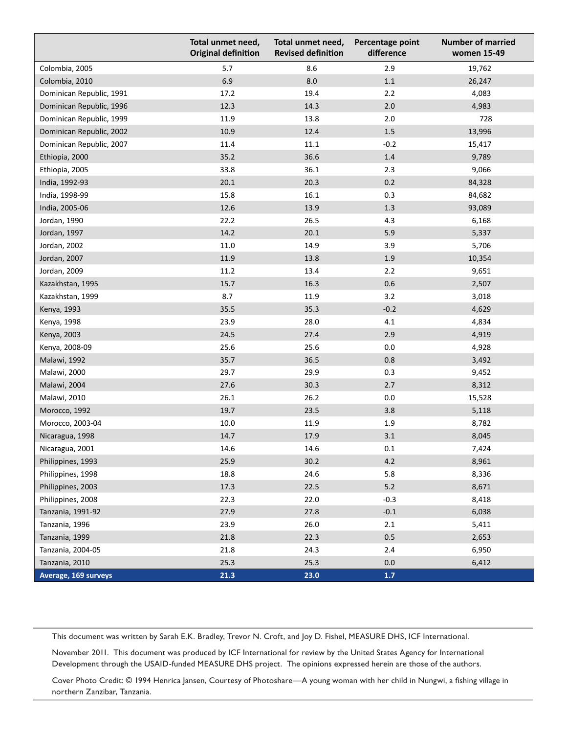| | Total unmet need, Original definition | Total unmet need, Revised definition | Percentage point difference | Number of married women 15-49 |
|---|---|---|---|---|
| Colombia, 2005 | 5.7 | 8.6 | 2.9 | 19,762 |
| Colombia, 2010 | 6.9 | 8.0 | 1.1 | 26,247 |
| Dominican Republic, 1991 | 17.2 | 19.4 | 2.2 | 4,083 |
| Dominican Republic, 1996 | 12.3 | 14.3 | 2.0 | 4,983 |
| Dominican Republic, 1999 | 11.9 | 13.8 | 2.0 | 728 |
| Dominican Republic, 2002 | 10.9 | 12.4 | 1.5 | 13,996 |
| Dominican Republic, 2007 | 11.4 | 11.1 | -0.2 | 15,417 |
| Ethiopia, 2000 | 35.2 | 36.6 | 1.4 | 9,789 |
| Ethiopia, 2005 | 33.8 | 36.1 | 2.3 | 9,066 |
| India, 1992-93 | 20.1 | 20.3 | 0.2 | 84,328 |
| India, 1998-99 | 15.8 | 16.1 | 0.3 | 84,682 |
| India, 2005-06 | 12.6 | 13.9 | 1.3 | 93,089 |
| Jordan, 1990 | 22.2 | 26.5 | 4.3 | 6,168 |
| Jordan, 1997 | 14.2 | 20.1 | 5.9 | 5,337 |
| Jordan, 2002 | 11.0 | 14.9 | 3.9 | 5,706 |
| Jordan, 2007 | 11.9 | 13.8 | 1.9 | 10,354 |
| Jordan, 2009 | 11.2 | 13.4 | 2.2 | 9,651 |
| Kazakhstan, 1995 | 15.7 | 16.3 | 0.6 | 2,507 |
| Kazakhstan, 1999 | 8.7 | 11.9 | 3.2 | 3,018 |
| Kenya, 1993 | 35.5 | 35.3 | -0.2 | 4,629 |
| Kenya, 1998 | 23.9 | 28.0 | 4.1 | 4,834 |
| Kenya, 2003 | 24.5 | 27.4 | 2.9 | 4,919 |
| Kenya, 2008-09 | 25.6 | 25.6 | 0.0 | 4,928 |
| Malawi, 1992 | 35.7 | 36.5 | 0.8 | 3,492 |
| Malawi, 2000 | 29.7 | 29.9 | 0.3 | 9,452 |
| Malawi, 2004 | 27.6 | 30.3 | 2.7 | 8,312 |
| Malawi, 2010 | 26.1 | 26.2 | 0.0 | 15,528 |
| Morocco, 1992 | 19.7 | 23.5 | 3.8 | 5,118 |
| Morocco, 2003-04 | 10.0 | 11.9 | 1.9 | 8,782 |
| Nicaragua, 1998 | 14.7 | 17.9 | 3.1 | 8,045 |
| Nicaragua, 2001 | 14.6 | 14.6 | 0.1 | 7,424 |
| Philippines, 1993 | 25.9 | 30.2 | 4.2 | 8,961 |
| Philippines, 1998 | 18.8 | 24.6 | 5.8 | 8,336 |
| Philippines, 2003 | 17.3 | 22.5 | 5.2 | 8,671 |
| Philippines, 2008 | 22.3 | 22.0 | -0.3 | 8,418 |
| Tanzania, 1991-92 | 27.9 | 27.8 | -0.1 | 6,038 |
| Tanzania, 1996 | 23.9 | 26.0 | 2.1 | 5,411 |
| Tanzania, 1999 | 21.8 | 22.3 | 0.5 | 2,653 |
| Tanzania, 2004-05 | 21.8 | 24.3 | 2.4 | 6,950 |
| Tanzania, 2010 | 25.3 | 25.3 | 0.0 | 6,412 |
| **Average, 169 surveys** | **21.3** | **23.0** | **1.7** | |

This document was written by Sarah E.K. Bradley, Trevor N. Croft, and Joy D. Fishel, MEASURE DHS, ICF International.

November 2011. This document was produced by ICF International for review by the United States Agency for International Development through the USAID-funded MEASURE DHS project. The opinions expressed herein are those of the authors.

Cover Photo Credit: © 1994 Henrica Jansen, Courtesy of Photoshare—A young woman with her child in Nungwi, a fishing village in northern Zanzibar, Tanzania.